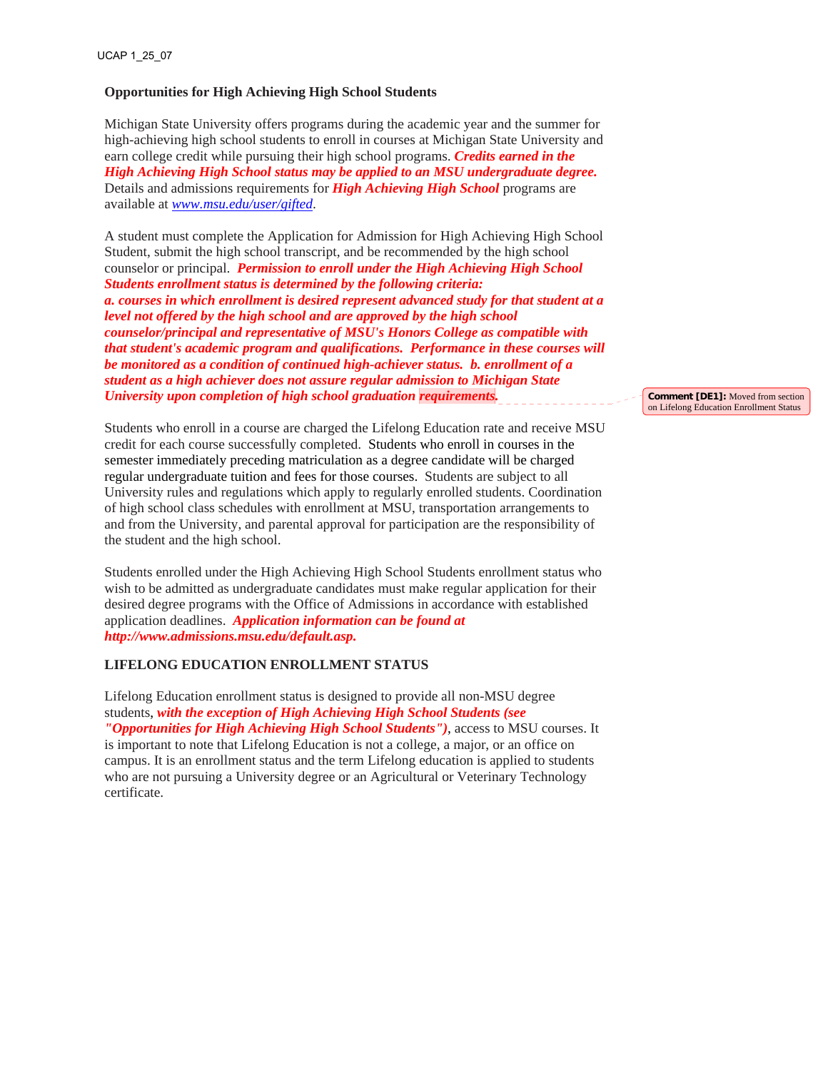UCAP 1_25_07

## Opportunities for High Achieving High School Students

Michigan State University offers programs during the academic year and the summer for high-achieving high school students to enroll in courses at Michigan State University and earn college credit while pursuing their high school programs. ***Credits earned in the High Achieving High School status may be applied to an MSU undergraduate degree.*** Details and admissions requirements for ***High Achieving High School*** programs are available at *www.msu.edu/user/gifted*.

A student must complete the Application for Admission for High Achieving High School Student, submit the high school transcript, and be recommended by the high school counselor or principal. ***Permission to enroll under the High Achieving High School Students enrollment status is determined by the following criteria: a. courses in which enrollment is desired represent advanced study for that student at a level not offered by the high school and are approved by the high school counselor/principal and representative of MSU's Honors College as compatible with that student's academic program and qualifications. Performance in these courses will be monitored as a condition of continued high-achiever status. b. enrollment of a student as a high achiever does not assure regular admission to Michigan State University upon completion of high school graduation requirements.***

Comment [DE1]: Moved from section on Lifelong Education Enrollment Status

Students who enroll in a course are charged the Lifelong Education rate and receive MSU credit for each course successfully completed. Students who enroll in courses in the semester immediately preceding matriculation as a degree candidate will be charged regular undergraduate tuition and fees for those courses. Students are subject to all University rules and regulations which apply to regularly enrolled students. Coordination of high school class schedules with enrollment at MSU, transportation arrangements to and from the University, and parental approval for participation are the responsibility of the student and the high school.

Students enrolled under the High Achieving High School Students enrollment status who wish to be admitted as undergraduate candidates must make regular application for their desired degree programs with the Office of Admissions in accordance with established application deadlines. ***Application information can be found at http://www.admissions.msu.edu/default.asp.***

## LIFELONG EDUCATION ENROLLMENT STATUS

Lifelong Education enrollment status is designed to provide all non-MSU degree students, ***with the exception of High Achieving High School Students (see "Opportunities for High Achieving High School Students")***, access to MSU courses. It is important to note that Lifelong Education is not a college, a major, or an office on campus. It is an enrollment status and the term Lifelong education is applied to students who are not pursuing a University degree or an Agricultural or Veterinary Technology certificate.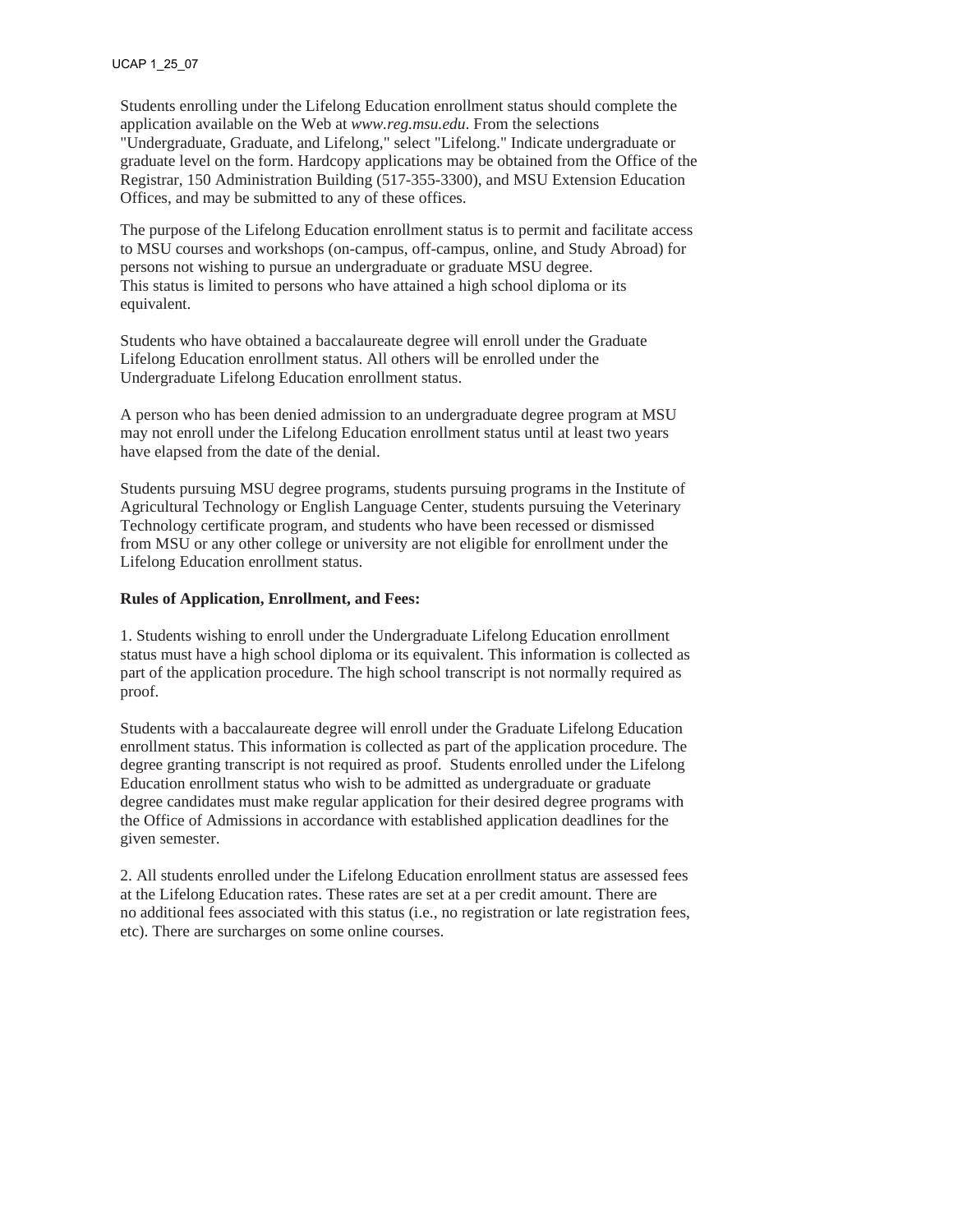Students enrolling under the Lifelong Education enrollment status should complete the application available on the Web at *www.reg.msu.edu*. From the selections "Undergraduate, Graduate, and Lifelong," select "Lifelong." Indicate undergraduate or graduate level on the form. Hardcopy applications may be obtained from the Office of the Registrar, 150 Administration Building (517-355-3300), and MSU Extension Education Offices, and may be submitted to any of these offices.

The purpose of the Lifelong Education enrollment status is to permit and facilitate access to MSU courses and workshops (on-campus, off-campus, online, and Study Abroad) for persons not wishing to pursue an undergraduate or graduate MSU degree. This status is limited to persons who have attained a high school diploma or its equivalent.

Students who have obtained a baccalaureate degree will enroll under the Graduate Lifelong Education enrollment status. All others will be enrolled under the Undergraduate Lifelong Education enrollment status.

A person who has been denied admission to an undergraduate degree program at MSU may not enroll under the Lifelong Education enrollment status until at least two years have elapsed from the date of the denial.

Students pursuing MSU degree programs, students pursuing programs in the Institute of Agricultural Technology or English Language Center, students pursuing the Veterinary Technology certificate program, and students who have been recessed or dismissed from MSU or any other college or university are not eligible for enrollment under the Lifelong Education enrollment status.

**Rules of Application, Enrollment, and Fees:**

1. Students wishing to enroll under the Undergraduate Lifelong Education enrollment status must have a high school diploma or its equivalent. This information is collected as part of the application procedure. The high school transcript is not normally required as proof.

Students with a baccalaureate degree will enroll under the Graduate Lifelong Education enrollment status. This information is collected as part of the application procedure. The degree granting transcript is not required as proof. Students enrolled under the Lifelong Education enrollment status who wish to be admitted as undergraduate or graduate degree candidates must make regular application for their desired degree programs with the Office of Admissions in accordance with established application deadlines for the given semester.

2. All students enrolled under the Lifelong Education enrollment status are assessed fees at the Lifelong Education rates. These rates are set at a per credit amount. There are no additional fees associated with this status (i.e., no registration or late registration fees, etc). There are surcharges on some online courses.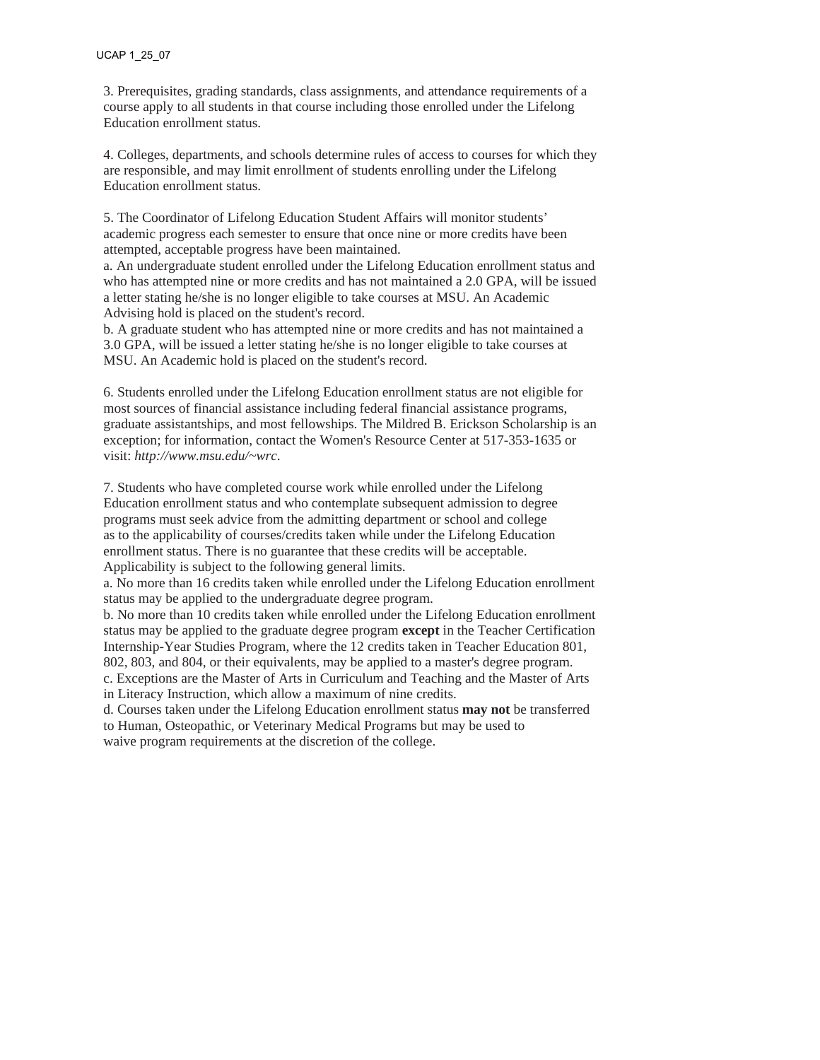3. Prerequisites, grading standards, class assignments, and attendance requirements of a course apply to all students in that course including those enrolled under the Lifelong Education enrollment status.

4. Colleges, departments, and schools determine rules of access to courses for which they are responsible, and may limit enrollment of students enrolling under the Lifelong Education enrollment status.

5. The Coordinator of Lifelong Education Student Affairs will monitor students' academic progress each semester to ensure that once nine or more credits have been attempted, acceptable progress have been maintained.
a. An undergraduate student enrolled under the Lifelong Education enrollment status and who has attempted nine or more credits and has not maintained a 2.0 GPA, will be issued a letter stating he/she is no longer eligible to take courses at MSU. An Academic Advising hold is placed on the student's record.
b. A graduate student who has attempted nine or more credits and has not maintained a 3.0 GPA, will be issued a letter stating he/she is no longer eligible to take courses at MSU. An Academic hold is placed on the student's record.

6. Students enrolled under the Lifelong Education enrollment status are not eligible for most sources of financial assistance including federal financial assistance programs, graduate assistantships, and most fellowships. The Mildred B. Erickson Scholarship is an exception; for information, contact the Women's Resource Center at 517-353-1635 or visit: *http://www.msu.edu/~wrc*.

7. Students who have completed course work while enrolled under the Lifelong Education enrollment status and who contemplate subsequent admission to degree programs must seek advice from the admitting department or school and college as to the applicability of courses/credits taken while under the Lifelong Education enrollment status. There is no guarantee that these credits will be acceptable. Applicability is subject to the following general limits.
a. No more than 16 credits taken while enrolled under the Lifelong Education enrollment status may be applied to the undergraduate degree program.
b. No more than 10 credits taken while enrolled under the Lifelong Education enrollment status may be applied to the graduate degree program **except** in the Teacher Certification Internship-Year Studies Program, where the 12 credits taken in Teacher Education 801, 802, 803, and 804, or their equivalents, may be applied to a master's degree program.
c. Exceptions are the Master of Arts in Curriculum and Teaching and the Master of Arts in Literacy Instruction, which allow a maximum of nine credits.
d. Courses taken under the Lifelong Education enrollment status **may not** be transferred to Human, Osteopathic, or Veterinary Medical Programs but may be used to waive program requirements at the discretion of the college.